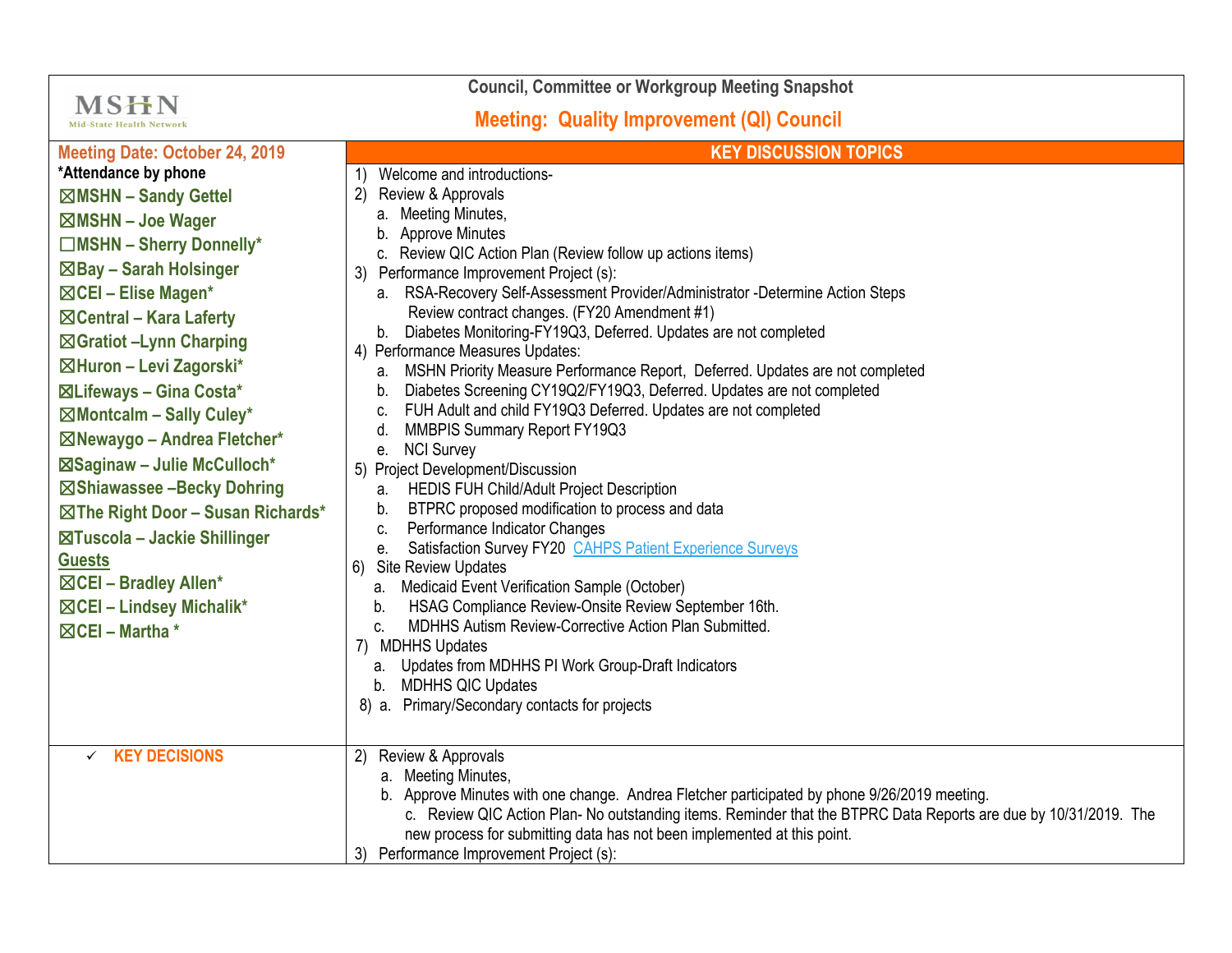MSHN
Mid-State Health Network

# Council, Committee or Workgroup Meeting Snapshot

## Meeting: Quality Improvement (QI) Council

**Meeting Date: October 24, 2019**

***Attendance by phone**

- ☒MSHN – Sandy Gettel
- ☒MSHN – Joe Wager
- ☐MSHN – Sherry Donnelly*
- ☒Bay – Sarah Holsinger
- ☒CEI – Elise Magen*
- ☒Central – Kara Laferty
- ☒Gratiot –Lynn Charping
- ☒Huron – Levi Zagorski*
- ☒Lifeways – Gina Costa*
- ☒Montcalm – Sally Culey*
- ☒Newaygo – Andrea Fletcher*
- ☒Saginaw – Julie McCulloch*
- ☒Shiawassee –Becky Dohring
- ☒The Right Door – Susan Richards*
- ☒Tuscola – Jackie Shillinger

**Guests**

- ☒CEI – Bradley Allen*
- ☒CEI – Lindsey Michalik*
- ☒CEI – Martha *

### KEY DISCUSSION TOPICS

1) Welcome and introductions-
2) Review & Approvals
   a. Meeting Minutes,
   b. Approve Minutes
   c. Review QIC Action Plan (Review follow up actions items)
3) Performance Improvement Project (s):
   a. RSA-Recovery Self-Assessment Provider/Administrator -Determine Action Steps
      Review contract changes. (FY20 Amendment #1)
   b. Diabetes Monitoring-FY19Q3, Deferred. Updates are not completed
4) Performance Measures Updates:
   a. MSHN Priority Measure Performance Report, Deferred. Updates are not completed
   b. Diabetes Screening CY19Q2/FY19Q3, Deferred. Updates are not completed
   c. FUH Adult and child FY19Q3 Deferred. Updates are not completed
   d. MMBPIS Summary Report FY19Q3
   e. NCI Survey
5) Project Development/Discussion
   a. HEDIS FUH Child/Adult Project Description
   b. BTPRC proposed modification to process and data
   c. Performance Indicator Changes
   e. Satisfaction Survey FY20 CAHPS Patient Experience Surveys
6) Site Review Updates
   a. Medicaid Event Verification Sample (October)
   b. HSAG Compliance Review-Onsite Review September 16th.
   c. MDHHS Autism Review-Corrective Action Plan Submitted.
7) MDHHS Updates
   a. Updates from MDHHS PI Work Group-Draft Indicators
   b. MDHHS QIC Updates
8) a. Primary/Secondary contacts for projects

### ✓ KEY DECISIONS

2) Review & Approvals
   a. Meeting Minutes,
   b. Approve Minutes with one change. Andrea Fletcher participated by phone 9/26/2019 meeting.
   c. Review QIC Action Plan- No outstanding items. Reminder that the BTPRC Data Reports are due by 10/31/2019. The new process for submitting data has not been implemented at this point.
3) Performance Improvement Project (s):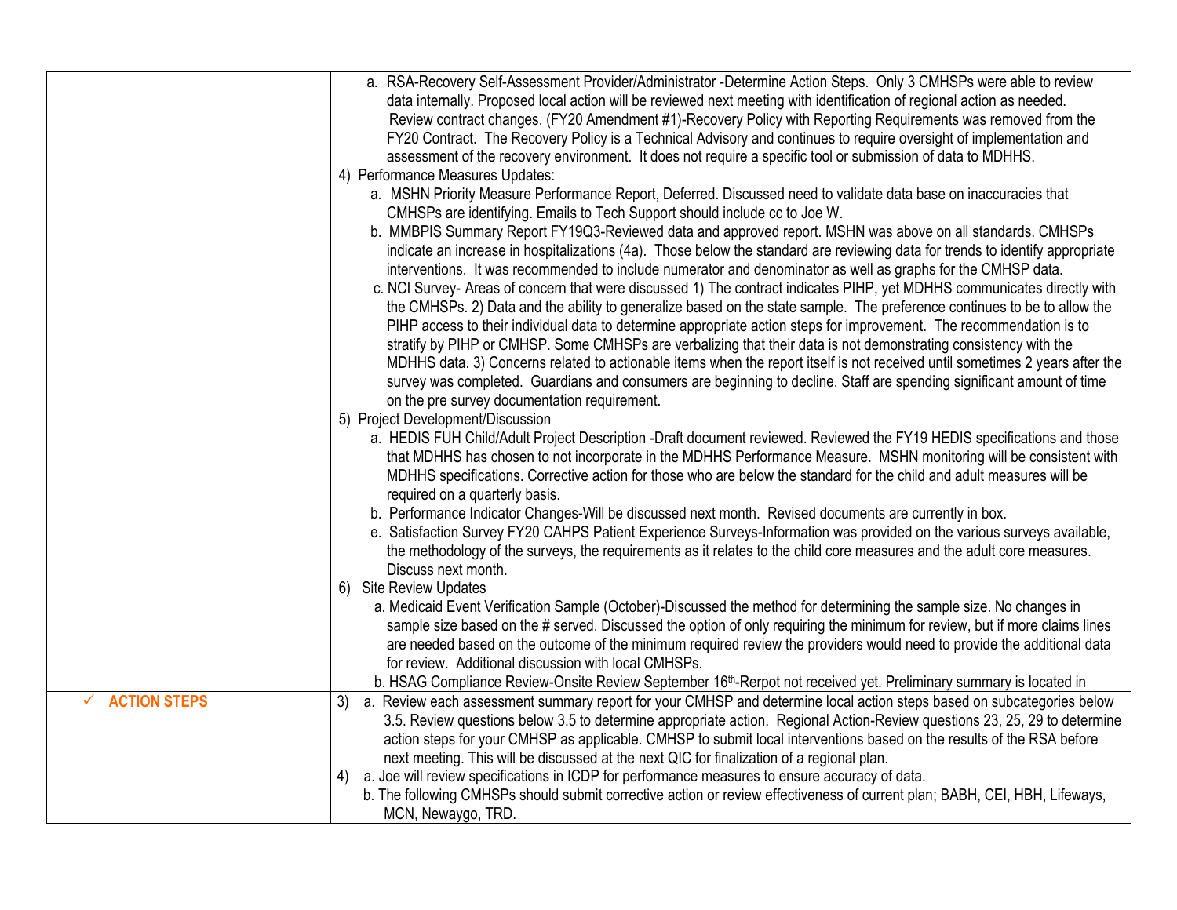| | |
|---|---|
| | a. RSA-Recovery Self-Assessment Provider/Administrator -Determine Action Steps. Only 3 CMHSPs were able to review data internally. Proposed local action will be reviewed next meeting with identification of regional action as needed. Review contract changes. (FY20 Amendment #1)-Recovery Policy with Reporting Requirements was removed from the FY20 Contract. The Recovery Policy is a Technical Advisory and continues to require oversight of implementation and assessment of the recovery environment. It does not require a specific tool or submission of data to MDHHS.<br>4) Performance Measures Updates:<br>a. MSHN Priority Measure Performance Report, Deferred. Discussed need to validate data base on inaccuracies that CMHSPs are identifying. Emails to Tech Support should include cc to Joe W.<br>b. MMBPIS Summary Report FY19Q3-Reviewed data and approved report. MSHN was above on all standards. CMHSPs indicate an increase in hospitalizations (4a). Those below the standard are reviewing data for trends to identify appropriate interventions. It was recommended to include numerator and denominator as well as graphs for the CMHSP data.<br>c. NCI Survey- Areas of concern that were discussed 1) The contract indicates PIHP, yet MDHHS communicates directly with the CMHSPs. 2) Data and the ability to generalize based on the state sample. The preference continues to be to allow the PIHP access to their individual data to determine appropriate action steps for improvement. The recommendation is to stratify by PIHP or CMHSP. Some CMHSPs are verbalizing that their data is not demonstrating consistency with the MDHHS data. 3) Concerns related to actionable items when the report itself is not received until sometimes 2 years after the survey was completed. Guardians and consumers are beginning to decline. Staff are spending significant amount of time on the pre survey documentation requirement.<br>5) Project Development/Discussion<br>a. HEDIS FUH Child/Adult Project Description -Draft document reviewed. Reviewed the FY19 HEDIS specifications and those that MDHHS has chosen to not incorporate in the MDHHS Performance Measure. MSHN monitoring will be consistent with MDHHS specifications. Corrective action for those who are below the standard for the child and adult measures will be required on a quarterly basis.<br>b. Performance Indicator Changes-Will be discussed next month. Revised documents are currently in box.<br>e. Satisfaction Survey FY20 CAHPS Patient Experience Surveys-Information was provided on the various surveys available, the methodology of the surveys, the requirements as it relates to the child core measures and the adult core measures. Discuss next month.<br>6) Site Review Updates<br>a. Medicaid Event Verification Sample (October)-Discussed the method for determining the sample size. No changes in sample size based on the # served. Discussed the option of only requiring the minimum for review, but if more claims lines are needed based on the outcome of the minimum required review the providers would need to provide the additional data for review. Additional discussion with local CMHSPs.<br>b. HSAG Compliance Review-Onsite Review September 16th-Rerpot not received yet. Preliminary summary is located in |
| ✓ **ACTION STEPS** | 3) a. Review each assessment summary report for your CMHSP and determine local action steps based on subcategories below 3.5. Review questions below 3.5 to determine appropriate action. Regional Action-Review questions 23, 25, 29 to determine action steps for your CMHSP as applicable. CMHSP to submit local interventions based on the results of the RSA before next meeting. This will be discussed at the next QIC for finalization of a regional plan.<br>4) a. Joe will review specifications in ICDP for performance measures to ensure accuracy of data.<br>b. The following CMHSPs should submit corrective action or review effectiveness of current plan; BABH, CEI, HBH, Lifeways, MCN, Newaygo, TRD. |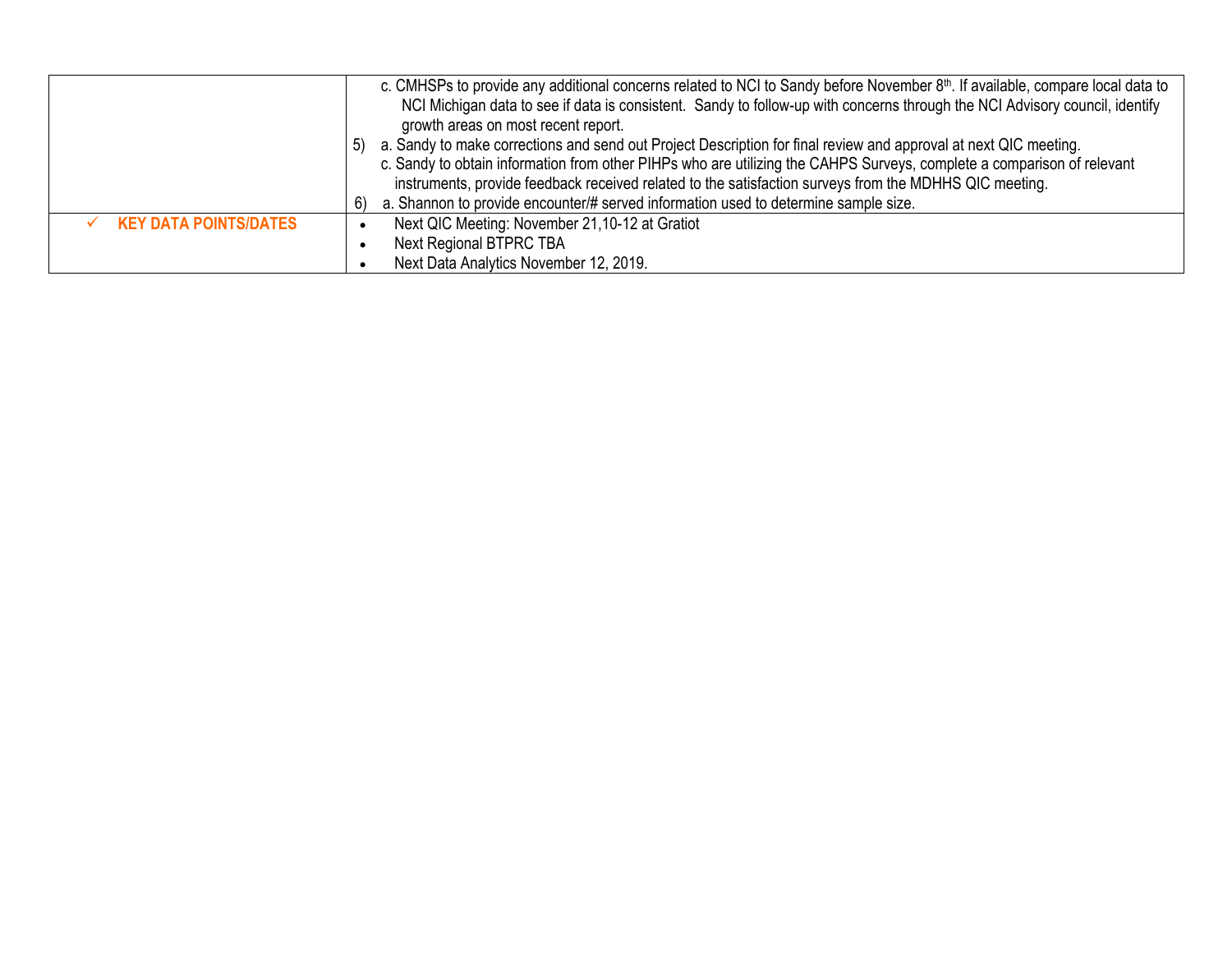| | |
|---|---|
| | c. CMHSPs to provide any additional concerns related to NCI to Sandy before November 8th. If available, compare local data to NCI Michigan data to see if data is consistent. Sandy to follow-up with concerns through the NCI Advisory council, identify growth areas on most recent report.<br>5) a. Sandy to make corrections and send out Project Description for final review and approval at next QIC meeting.<br>c. Sandy to obtain information from other PIHPs who are utilizing the CAHPS Surveys, complete a comparison of relevant instruments, provide feedback received related to the satisfaction surveys from the MDHHS QIC meeting.<br>6) a. Shannon to provide encounter/# served information used to determine sample size. |
| ✓ **KEY DATA POINTS/DATES** | • Next QIC Meeting: November 21,10-12 at Gratiot<br>• Next Regional BTPRC TBA<br>• Next Data Analytics November 12, 2019. |